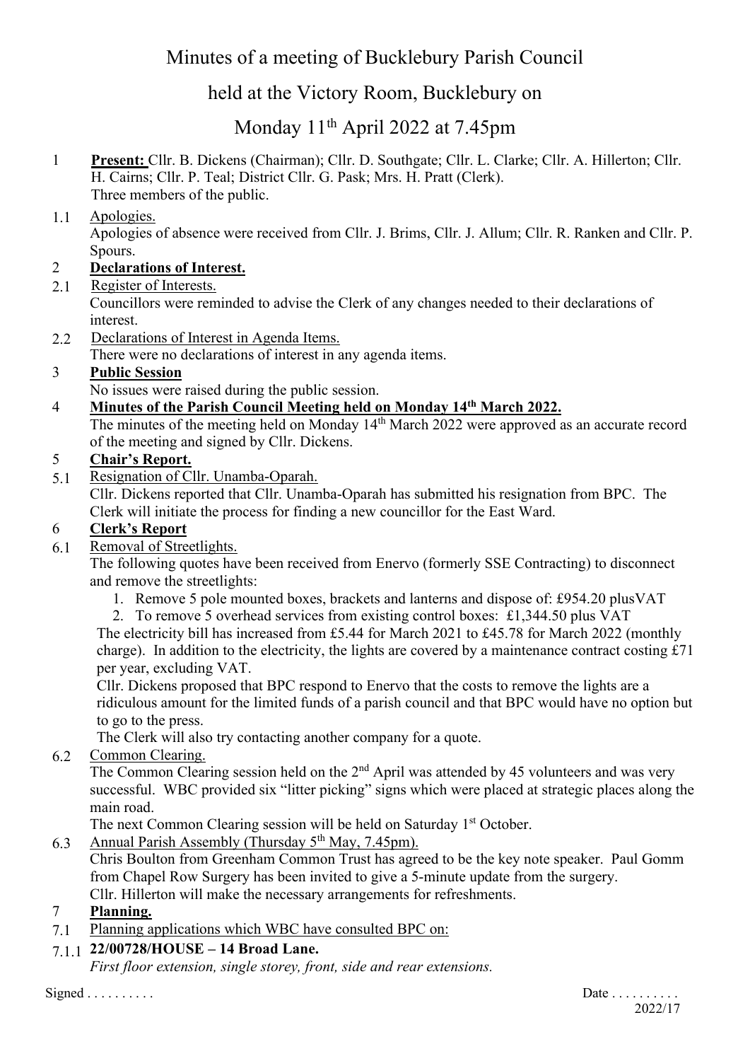# Minutes of a meeting of Bucklebury Parish Council

## held at the Victory Room, Bucklebury on

## Monday 11th April 2022 at 7.45pm

1 **Present:** Cllr. B. Dickens (Chairman); Cllr. D. Southgate; Cllr. L. Clarke; Cllr. A. Hillerton; Cllr. H. Cairns; Cllr. P. Teal; District Cllr. G. Pask; Mrs. H. Pratt (Clerk).
Three members of the public.

1.1 Apologies.
Apologies of absence were received from Cllr. J. Brims, Cllr. J. Allum; Cllr. R. Ranken and Cllr. P. Spours.

2 **Declarations of Interest.**

2.1 Register of Interests.
Councillors were reminded to advise the Clerk of any changes needed to their declarations of interest.

2.2 Declarations of Interest in Agenda Items.
There were no declarations of interest in any agenda items.

3 **Public Session**
No issues were raised during the public session.

4 **Minutes of the Parish Council Meeting held on Monday 14th March 2022.**
The minutes of the meeting held on Monday 14th March 2022 were approved as an accurate record of the meeting and signed by Cllr. Dickens.

5 **Chair's Report.**

5.1 Resignation of Cllr. Unamba-Oparah.
Cllr. Dickens reported that Cllr. Unamba-Oparah has submitted his resignation from BPC. The Clerk will initiate the process for finding a new councillor for the East Ward.

6 **Clerk's Report**

6.1 Removal of Streetlights.
The following quotes have been received from Enervo (formerly SSE Contracting) to disconnect and remove the streetlights:

1. Remove 5 pole mounted boxes, brackets and lanterns and dispose of: £954.20 plusVAT
2. To remove 5 overhead services from existing control boxes: £1,344.50 plus VAT

The electricity bill has increased from £5.44 for March 2021 to £45.78 for March 2022 (monthly charge). In addition to the electricity, the lights are covered by a maintenance contract costing £71 per year, excluding VAT.
Cllr. Dickens proposed that BPC respond to Enervo that the costs to remove the lights are a ridiculous amount for the limited funds of a parish council and that BPC would have no option but to go to the press.
The Clerk will also try contacting another company for a quote.

6.2 Common Clearing.
The Common Clearing session held on the 2nd April was attended by 45 volunteers and was very successful. WBC provided six "litter picking" signs which were placed at strategic places along the main road.
The next Common Clearing session will be held on Saturday 1st October.

6.3 Annual Parish Assembly (Thursday 5th May, 7.45pm).
Chris Boulton from Greenham Common Trust has agreed to be the key note speaker. Paul Gomm from Chapel Row Surgery has been invited to give a 5-minute update from the surgery.
Cllr. Hillerton will make the necessary arrangements for refreshments.

7 **Planning.**

7.1 Planning applications which WBC have consulted BPC on:

7.1.1 **22/00728/HOUSE – 14 Broad Lane.**
*First floor extension, single storey, front, side and rear extensions.*

Signed . . . . . . . . . . Date . . . . . . . . . .
2022/17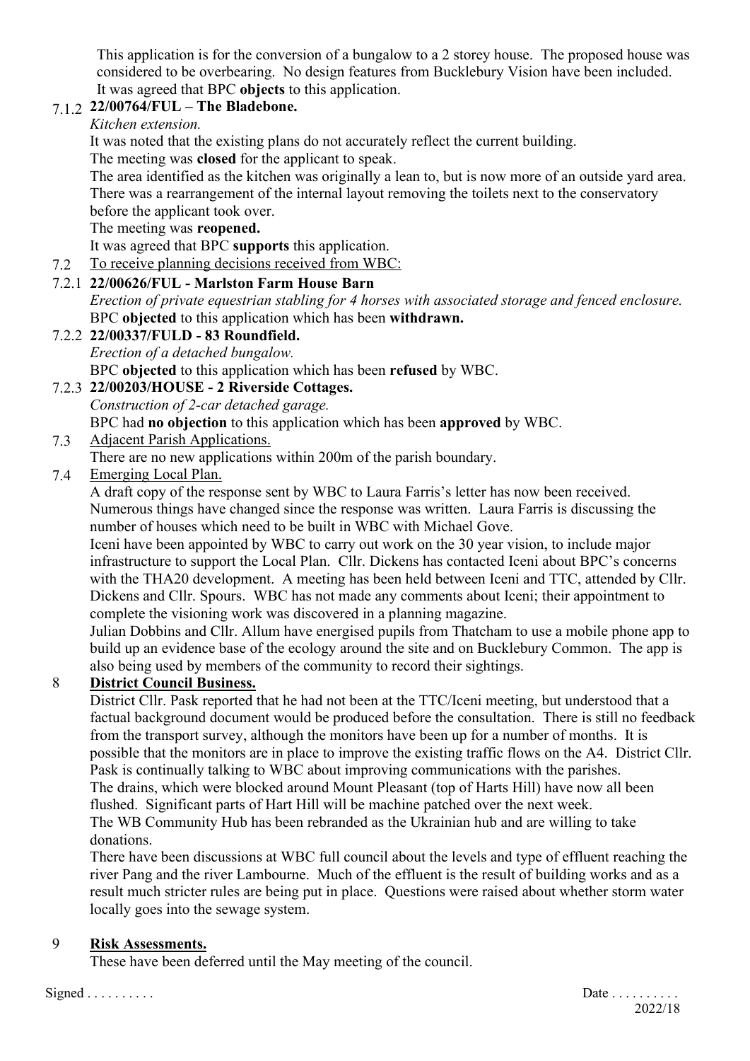This application is for the conversion of a bungalow to a 2 storey house. The proposed house was considered to be overbearing. No design features from Bucklebury Vision have been included. It was agreed that BPC **objects** to this application.

7.1.2 **22/00764/FUL – The Bladebone.**

*Kitchen extension.*

It was noted that the existing plans do not accurately reflect the current building.

The meeting was **closed** for the applicant to speak.

The area identified as the kitchen was originally a lean to, but is now more of an outside yard area. There was a rearrangement of the internal layout removing the toilets next to the conservatory before the applicant took over.

The meeting was **reopened.**

It was agreed that BPC **supports** this application.

7.2 To receive planning decisions received from WBC:

7.2.1 **22/00626/FUL - Marlston Farm House Barn**

*Erection of private equestrian stabling for 4 horses with associated storage and fenced enclosure.*

BPC **objected** to this application which has been **withdrawn.**

7.2.2 **22/00337/FULD - 83 Roundfield.**

*Erection of a detached bungalow.*

BPC **objected** to this application which has been **refused** by WBC.

7.2.3 **22/00203/HOUSE - 2 Riverside Cottages.**

*Construction of 2-car detached garage.*

BPC had **no objection** to this application which has been **approved** by WBC.

7.3 Adjacent Parish Applications.

There are no new applications within 200m of the parish boundary.

7.4 Emerging Local Plan.

A draft copy of the response sent by WBC to Laura Farris's letter has now been received. Numerous things have changed since the response was written. Laura Farris is discussing the number of houses which need to be built in WBC with Michael Gove.

Iceni have been appointed by WBC to carry out work on the 30 year vision, to include major infrastructure to support the Local Plan. Cllr. Dickens has contacted Iceni about BPC's concerns with the THA20 development. A meeting has been held between Iceni and TTC, attended by Cllr. Dickens and Cllr. Spours. WBC has not made any comments about Iceni; their appointment to complete the visioning work was discovered in a planning magazine.

Julian Dobbins and Cllr. Allum have energised pupils from Thatcham to use a mobile phone app to build up an evidence base of the ecology around the site and on Bucklebury Common. The app is also being used by members of the community to record their sightings.

## 8 District Council Business.

District Cllr. Pask reported that he had not been at the TTC/Iceni meeting, but understood that a factual background document would be produced before the consultation. There is still no feedback from the transport survey, although the monitors have been up for a number of months. It is possible that the monitors are in place to improve the existing traffic flows on the A4. District Cllr. Pask is continually talking to WBC about improving communications with the parishes.

The drains, which were blocked around Mount Pleasant (top of Harts Hill) have now all been flushed. Significant parts of Hart Hill will be machine patched over the next week.

The WB Community Hub has been rebranded as the Ukrainian hub and are willing to take donations.

There have been discussions at WBC full council about the levels and type of effluent reaching the river Pang and the river Lambourne. Much of the effluent is the result of building works and as a result much stricter rules are being put in place. Questions were raised about whether storm water locally goes into the sewage system.

## 9 Risk Assessments.

These have been deferred until the May meeting of the council.

Signed . . . . . . . . . . Date . . . . . . . . . .

2022/18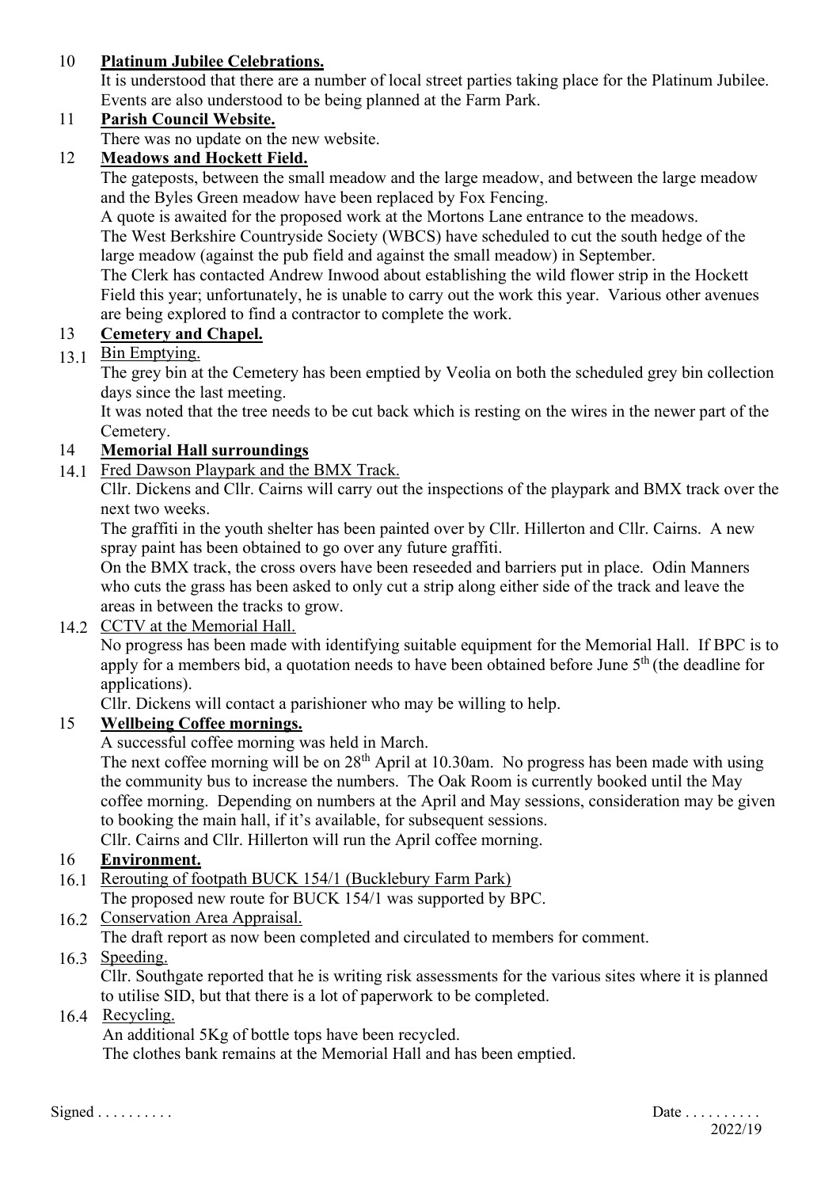## 10 **Platinum Jubilee Celebrations.**

It is understood that there are a number of local street parties taking place for the Platinum Jubilee. Events are also understood to be being planned at the Farm Park.

## 11 **Parish Council Website.**

There was no update on the new website.

## 12 **Meadows and Hockett Field.**

The gateposts, between the small meadow and the large meadow, and between the large meadow and the Byles Green meadow have been replaced by Fox Fencing.

A quote is awaited for the proposed work at the Mortons Lane entrance to the meadows.

The West Berkshire Countryside Society (WBCS) have scheduled to cut the south hedge of the large meadow (against the pub field and against the small meadow) in September.

The Clerk has contacted Andrew Inwood about establishing the wild flower strip in the Hockett Field this year; unfortunately, he is unable to carry out the work this year. Various other avenues are being explored to find a contractor to complete the work.

## 13 **Cemetery and Chapel.**

### 13.1 Bin Emptying.

The grey bin at the Cemetery has been emptied by Veolia on both the scheduled grey bin collection days since the last meeting.

It was noted that the tree needs to be cut back which is resting on the wires in the newer part of the Cemetery.

## 14 **Memorial Hall surroundings**

### 14.1 Fred Dawson Playpark and the BMX Track.

Cllr. Dickens and Cllr. Cairns will carry out the inspections of the playpark and BMX track over the next two weeks.

The graffiti in the youth shelter has been painted over by Cllr. Hillerton and Cllr. Cairns. A new spray paint has been obtained to go over any future graffiti.

On the BMX track, the cross overs have been reseeded and barriers put in place. Odin Manners who cuts the grass has been asked to only cut a strip along either side of the track and leave the areas in between the tracks to grow.

### 14.2 CCTV at the Memorial Hall.

No progress has been made with identifying suitable equipment for the Memorial Hall. If BPC is to apply for a members bid, a quotation needs to have been obtained before June 5th (the deadline for applications).

Cllr. Dickens will contact a parishioner who may be willing to help.

## 15 **Wellbeing Coffee mornings.**

A successful coffee morning was held in March.

The next coffee morning will be on 28th April at 10.30am. No progress has been made with using the community bus to increase the numbers. The Oak Room is currently booked until the May coffee morning. Depending on numbers at the April and May sessions, consideration may be given to booking the main hall, if it's available, for subsequent sessions.

Cllr. Cairns and Cllr. Hillerton will run the April coffee morning.

## 16 **Environment.**

### 16.1 Rerouting of footpath BUCK 154/1 (Bucklebury Farm Park)

The proposed new route for BUCK 154/1 was supported by BPC.

### 16.2 Conservation Area Appraisal.

The draft report as now been completed and circulated to members for comment.

### 16.3 Speeding.

Cllr. Southgate reported that he is writing risk assessments for the various sites where it is planned to utilise SID, but that there is a lot of paperwork to be completed.

### 16.4 Recycling.

An additional 5Kg of bottle tops have been recycled.

The clothes bank remains at the Memorial Hall and has been emptied.

Signed . . . . . . . . . .                                                    Date . . . . . . . . . .

2022/19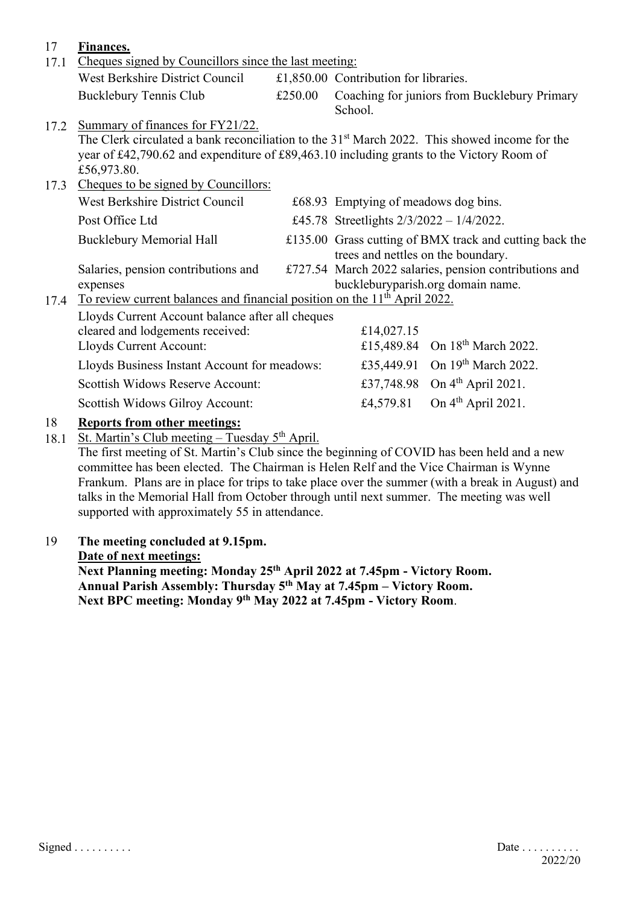17 **Finances.**

17.1 Cheques signed by Councillors since the last meeting:

| | | |
|---|---|---|
| West Berkshire District Council | £1,850.00 | Contribution for libraries. |
| Bucklebury Tennis Club | £250.00 | Coaching for juniors from Bucklebury Primary School. |

17.2 Summary of finances for FY21/22.

The Clerk circulated a bank reconciliation to the 31st March 2022. This showed income for the year of £42,790.62 and expenditure of £89,463.10 including grants to the Victory Room of £56,973.80.

17.3 Cheques to be signed by Councillors:

| | | |
|---|---|---|
| West Berkshire District Council | £68.93 | Emptying of meadows dog bins. |
| Post Office Ltd | £45.78 | Streetlights 2/3/2022 – 1/4/2022. |
| Bucklebury Memorial Hall | £135.00 | Grass cutting of BMX track and cutting back the trees and nettles on the boundary. |
| Salaries, pension contributions and expenses | £727.54 | March 2022 salaries, pension contributions and buckleburyparish.org domain name. |

17.4 To review current balances and financial position on the 11th April 2022.

| | | |
|---|---|---|
| Lloyds Current Account balance after all cheques cleared and lodgements received: | £14,027.15 | |
| Lloyds Current Account: | £15,489.84 | On 18th March 2022. |
| Lloyds Business Instant Account for meadows: | £35,449.91 | On 19th March 2022. |
| Scottish Widows Reserve Account: | £37,748.98 | On 4th April 2021. |
| Scottish Widows Gilroy Account: | £4,579.81 | On 4th April 2021. |

18 **Reports from other meetings:**

18.1 St. Martin's Club meeting – Tuesday 5th April.

The first meeting of St. Martin's Club since the beginning of COVID has been held and a new committee has been elected. The Chairman is Helen Relf and the Vice Chairman is Wynne Frankum. Plans are in place for trips to take place over the summer (with a break in August) and talks in the Memorial Hall from October through until next summer. The meeting was well supported with approximately 55 in attendance.

19 **The meeting concluded at 9.15pm.**

**Date of next meetings:**

**Next Planning meeting: Monday 25th April 2022 at 7.45pm - Victory Room.**
**Annual Parish Assembly: Thursday 5th May at 7.45pm – Victory Room.**
**Next BPC meeting: Monday 9th May 2022 at 7.45pm - Victory Room**.

Signed . . . . . . . . . . Date . . . . . . . . . .

2022/20